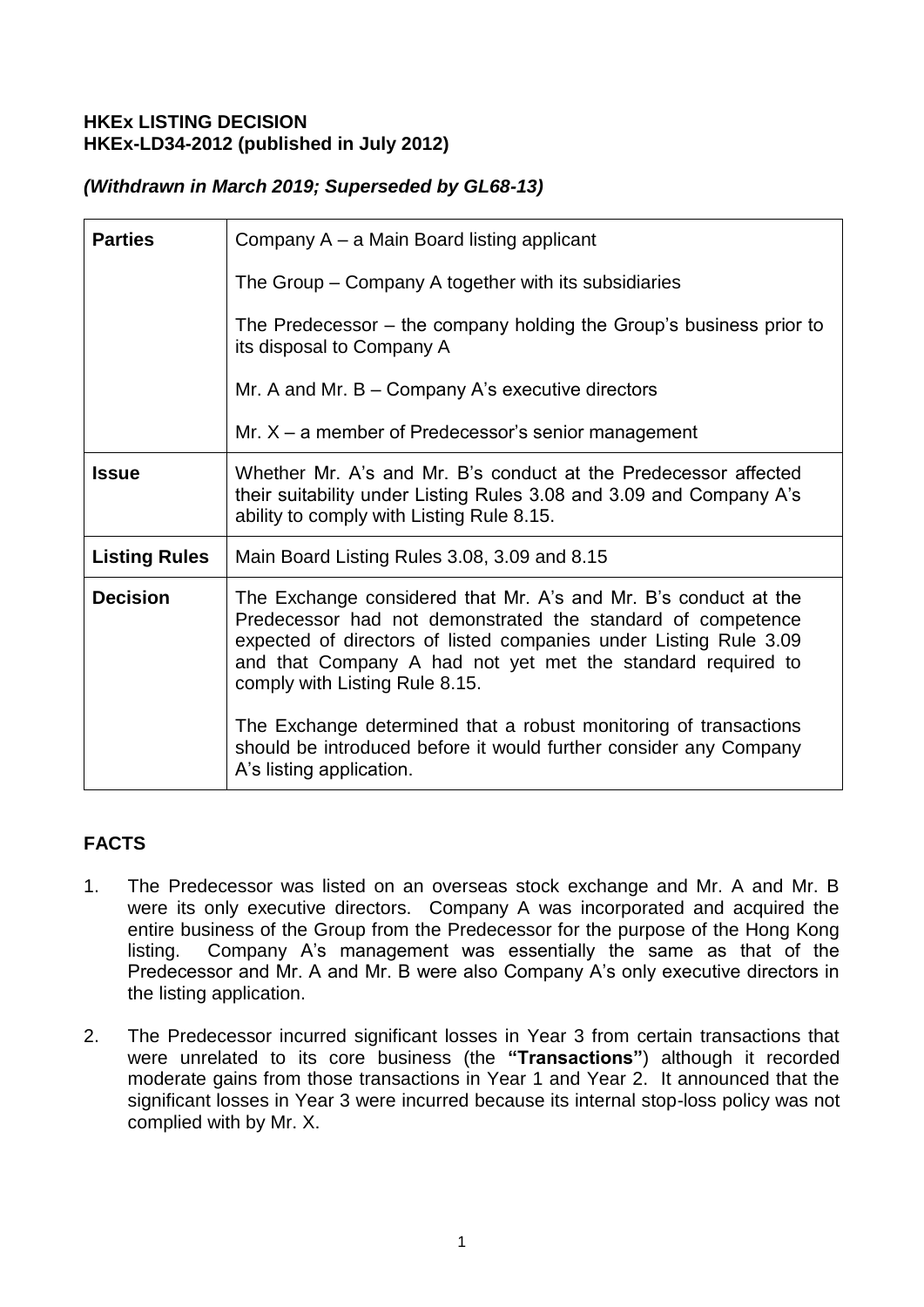**HKEx LISTING DECISION**
**HKEx-LD34-2012 (published in July 2012)**

***(Withdrawn in March 2019; Superseded by GL68-13)***

| | |
|---|---|
| **Parties** | Company A – a Main Board listing applicant<br><br>The Group – Company A together with its subsidiaries<br><br>The Predecessor – the company holding the Group's business prior to its disposal to Company A<br><br>Mr. A and Mr. B – Company A's executive directors<br><br>Mr. X – a member of Predecessor's senior management |
| **Issue** | Whether Mr. A's and Mr. B's conduct at the Predecessor affected their suitability under Listing Rules 3.08 and 3.09 and Company A's ability to comply with Listing Rule 8.15. |
| **Listing Rules** | Main Board Listing Rules 3.08, 3.09 and 8.15 |
| **Decision** | The Exchange considered that Mr. A's and Mr. B's conduct at the Predecessor had not demonstrated the standard of competence expected of directors of listed companies under Listing Rule 3.09 and that Company A had not yet met the standard required to comply with Listing Rule 8.15.<br><br>The Exchange determined that a robust monitoring of transactions should be introduced before it would further consider any Company A's listing application. |

## FACTS

1. The Predecessor was listed on an overseas stock exchange and Mr. A and Mr. B were its only executive directors. Company A was incorporated and acquired the entire business of the Group from the Predecessor for the purpose of the Hong Kong listing. Company A's management was essentially the same as that of the Predecessor and Mr. A and Mr. B were also Company A's only executive directors in the listing application.

2. The Predecessor incurred significant losses in Year 3 from certain transactions that were unrelated to its core business (the **"Transactions"**) although it recorded moderate gains from those transactions in Year 1 and Year 2. It announced that the significant losses in Year 3 were incurred because its internal stop-loss policy was not complied with by Mr. X.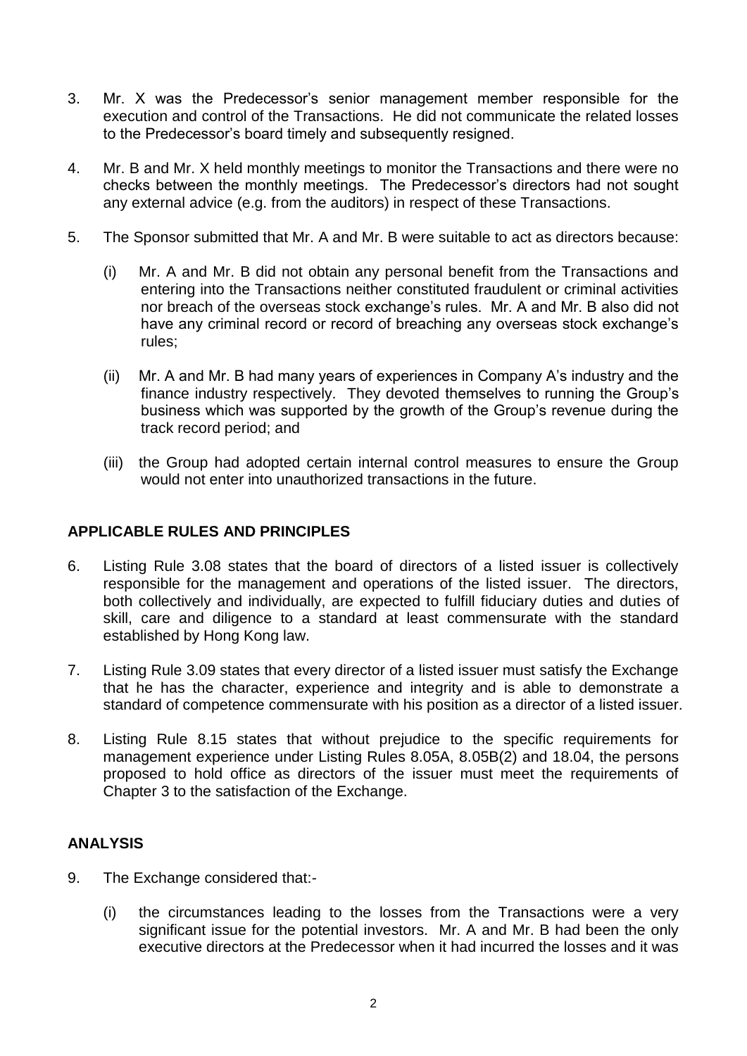3. Mr. X was the Predecessor's senior management member responsible for the execution and control of the Transactions. He did not communicate the related losses to the Predecessor's board timely and subsequently resigned.

4. Mr. B and Mr. X held monthly meetings to monitor the Transactions and there were no checks between the monthly meetings. The Predecessor's directors had not sought any external advice (e.g. from the auditors) in respect of these Transactions.

5. The Sponsor submitted that Mr. A and Mr. B were suitable to act as directors because:

   (i) Mr. A and Mr. B did not obtain any personal benefit from the Transactions and entering into the Transactions neither constituted fraudulent or criminal activities nor breach of the overseas stock exchange's rules. Mr. A and Mr. B also did not have any criminal record or record of breaching any overseas stock exchange's rules;

   (ii) Mr. A and Mr. B had many years of experiences in Company A's industry and the finance industry respectively. They devoted themselves to running the Group's business which was supported by the growth of the Group's revenue during the track record period; and

   (iii) the Group had adopted certain internal control measures to ensure the Group would not enter into unauthorized transactions in the future.

## APPLICABLE RULES AND PRINCIPLES

6. Listing Rule 3.08 states that the board of directors of a listed issuer is collectively responsible for the management and operations of the listed issuer. The directors, both collectively and individually, are expected to fulfill fiduciary duties and duties of skill, care and diligence to a standard at least commensurate with the standard established by Hong Kong law.

7. Listing Rule 3.09 states that every director of a listed issuer must satisfy the Exchange that he has the character, experience and integrity and is able to demonstrate a standard of competence commensurate with his position as a director of a listed issuer.

8. Listing Rule 8.15 states that without prejudice to the specific requirements for management experience under Listing Rules 8.05A, 8.05B(2) and 18.04, the persons proposed to hold office as directors of the issuer must meet the requirements of Chapter 3 to the satisfaction of the Exchange.

## ANALYSIS

9. The Exchange considered that:-

   (i) the circumstances leading to the losses from the Transactions were a very significant issue for the potential investors. Mr. A and Mr. B had been the only executive directors at the Predecessor when it had incurred the losses and it was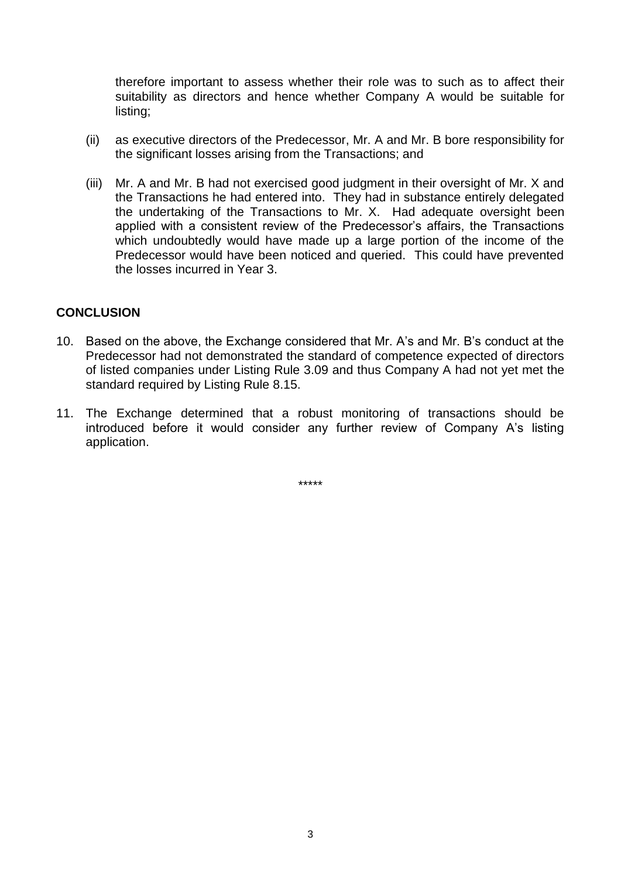therefore important to assess whether their role was to such as to affect their suitability as directors and hence whether Company A would be suitable for listing;

(ii) as executive directors of the Predecessor, Mr. A and Mr. B bore responsibility for the significant losses arising from the Transactions; and

(iii) Mr. A and Mr. B had not exercised good judgment in their oversight of Mr. X and the Transactions he had entered into. They had in substance entirely delegated the undertaking of the Transactions to Mr. X. Had adequate oversight been applied with a consistent review of the Predecessor's affairs, the Transactions which undoubtedly would have made up a large portion of the income of the Predecessor would have been noticed and queried. This could have prevented the losses incurred in Year 3.

## CONCLUSION

10. Based on the above, the Exchange considered that Mr. A's and Mr. B's conduct at the Predecessor had not demonstrated the standard of competence expected of directors of listed companies under Listing Rule 3.09 and thus Company A had not yet met the standard required by Listing Rule 8.15.

11. The Exchange determined that a robust monitoring of transactions should be introduced before it would consider any further review of Company A's listing application.

*****